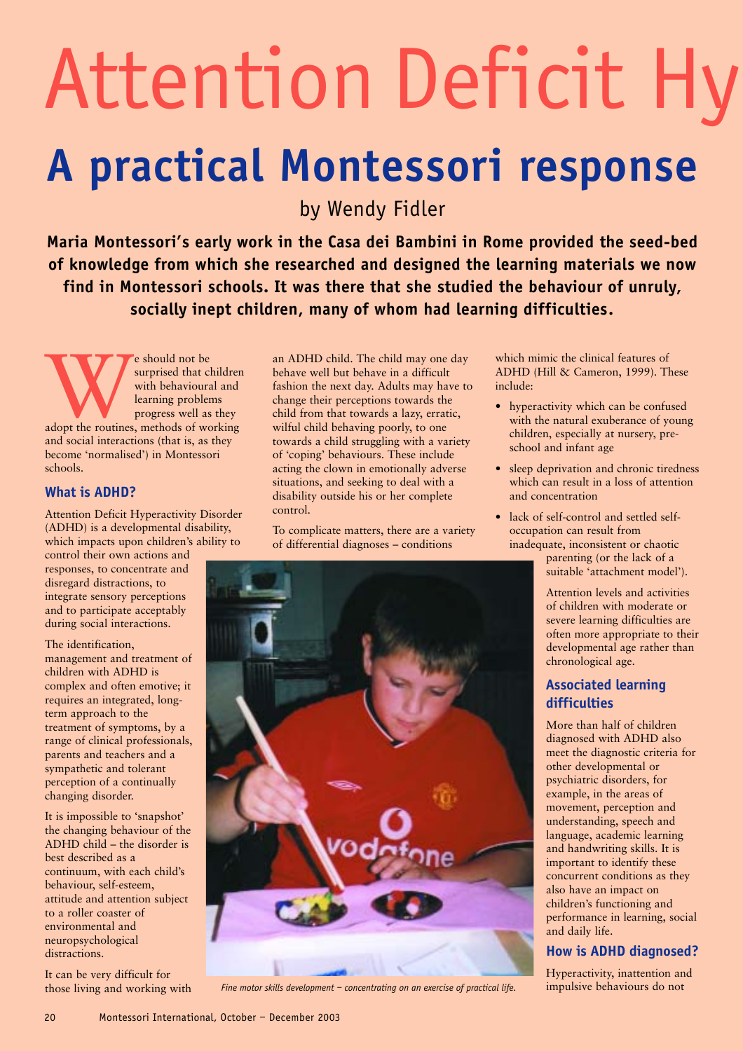# Attention Deficit Hy

## A practical Montessori response

by Wendy Fidler

**Maria Montessori's early work in the Casa dei Bambini in Rome provided the seed-bed of knowledge from which she researched and designed the learning materials we now find in Montessori schools. It was there that she studied the behaviour of unruly, socially inept children, many of whom had learning difficulties.**

We should not be surprised that children with behavioural and learning problems progress well as they adopt the routines, methods of working and social interactions (that is, as they become 'normalised') in Montessori schools.

### What is ADHD?

Attention Deficit Hyperactivity Disorder (ADHD) is a developmental disability, which impacts upon children's ability to control their own actions and responses, to concentrate and disregard distractions, to integrate sensory perceptions and to participate acceptably during social interactions.

The identification, management and treatment of children with ADHD is complex and often emotive; it requires an integrated, long-term approach to the treatment of symptoms, by a range of clinical professionals, parents and teachers and a sympathetic and tolerant perception of a continually changing disorder.

It is impossible to 'snapshot' the changing behaviour of the ADHD child – the disorder is best described as a continuum, with each child's behaviour, self-esteem, attitude and attention subject to a roller coaster of environmental and neuropsychological distractions.

It can be very difficult for those living and working with an ADHD child. The child may one day behave well but behave in a difficult fashion the next day. Adults may have to change their perceptions towards the child from that towards a lazy, erratic, wilful child behaving poorly, to one towards a child struggling with a variety of 'coping' behaviours. These include acting the clown in emotionally adverse situations, and seeking to deal with a disability outside his or her complete control.

To complicate matters, there are a variety of differential diagnoses – conditions which mimic the clinical features of ADHD (Hill & Cameron, 1999). These include:

- hyperactivity which can be confused with the natural exuberance of young children, especially at nursery, pre-school and infant age
- sleep deprivation and chronic tiredness which can result in a loss of attention and concentration
- lack of self-control and settled self-occupation can result from inadequate, inconsistent or chaotic parenting (or the lack of a suitable 'attachment model').

Attention levels and activities of children with moderate or severe learning difficulties are often more appropriate to their developmental age rather than chronological age.

*Fine motor skills development – concentrating on an exercise of practical life.*

### Associated learning difficulties

More than half of children diagnosed with ADHD also meet the diagnostic criteria for other developmental or psychiatric disorders, for example, in the areas of movement, perception and understanding, speech and language, academic learning and handwriting skills. It is important to identify these concurrent conditions as they also have an impact on children's functioning and performance in learning, social and daily life.

### How is ADHD diagnosed?

Hyperactivity, inattention and impulsive behaviours do not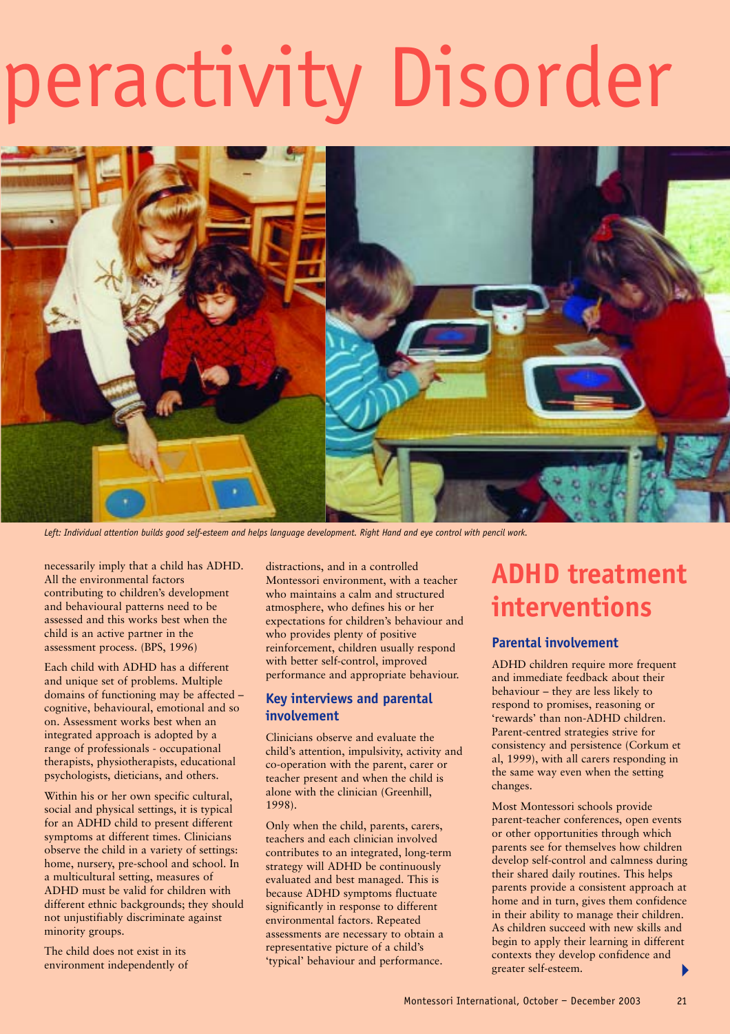peractivity Disorder

*Left: Individual attention builds good self-esteem and helps language development. Right Hand and eye control with pencil work.*

necessarily imply that a child has ADHD. All the environmental factors contributing to children's development and behavioural patterns need to be assessed and this works best when the child is an active partner in the assessment process. (BPS, 1996)

Each child with ADHD has a different and unique set of problems. Multiple domains of functioning may be affected – cognitive, behavioural, emotional and so on. Assessment works best when an integrated approach is adopted by a range of professionals - occupational therapists, physiotherapists, educational psychologists, dieticians, and others.

Within his or her own specific cultural, social and physical settings, it is typical for an ADHD child to present different symptoms at different times. Clinicians observe the child in a variety of settings: home, nursery, pre-school and school. In a multicultural setting, measures of ADHD must be valid for children with different ethnic backgrounds; they should not unjustifiably discriminate against minority groups.

The child does not exist in its environment independently of distractions, and in a controlled Montessori environment, with a teacher who maintains a calm and structured atmosphere, who defines his or her expectations for children's behaviour and who provides plenty of positive reinforcement, children usually respond with better self-control, improved performance and appropriate behaviour.

### Key interviews and parental involvement

Clinicians observe and evaluate the child's attention, impulsivity, activity and co-operation with the parent, carer or teacher present and when the child is alone with the clinician (Greenhill, 1998).

Only when the child, parents, carers, teachers and each clinician involved contributes to an integrated, long-term strategy will ADHD be continuously evaluated and best managed. This is because ADHD symptoms fluctuate significantly in response to different environmental factors. Repeated assessments are necessary to obtain a representative picture of a child's 'typical' behaviour and performance.

## ADHD treatment interventions

### Parental involvement

ADHD children require more frequent and immediate feedback about their behaviour – they are less likely to respond to promises, reasoning or 'rewards' than non-ADHD children. Parent-centred strategies strive for consistency and persistence (Corkum et al, 1999), with all carers responding in the same way even when the setting changes.

Most Montessori schools provide parent-teacher conferences, open events or other opportunities through which parents see for themselves how children develop self-control and calmness during their shared daily routines. This helps parents provide a consistent approach at home and in turn, gives them confidence in their ability to manage their children. As children succeed with new skills and begin to apply their learning in different contexts they develop confidence and greater self-esteem.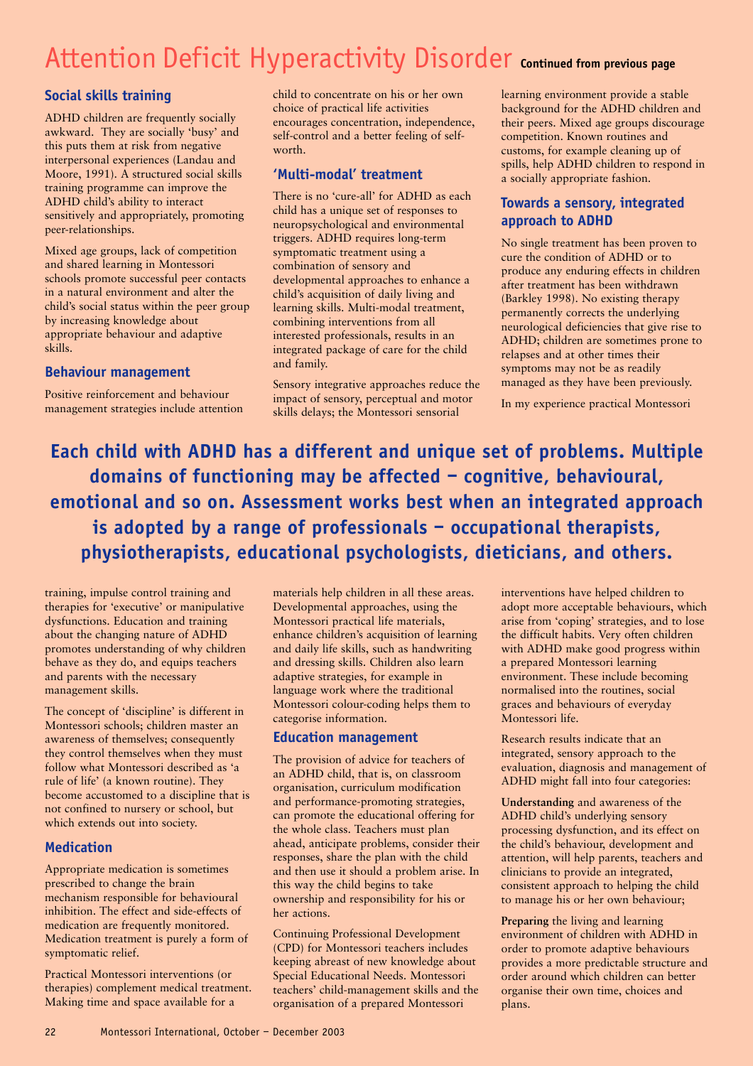# Attention Deficit Hyperactivity Disorder **Continued from previous page**

## Social skills training

ADHD children are frequently socially awkward. They are socially 'busy' and this puts them at risk from negative interpersonal experiences (Landau and Moore, 1991). A structured social skills training programme can improve the ADHD child's ability to interact sensitively and appropriately, promoting peer-relationships.

Mixed age groups, lack of competition and shared learning in Montessori schools promote successful peer contacts in a natural environment and alter the child's social status within the peer group by increasing knowledge about appropriate behaviour and adaptive skills.

## Behaviour management

Positive reinforcement and behaviour management strategies include attention training, impulse control training and therapies for 'executive' or manipulative dysfunctions. Education and training about the changing nature of ADHD promotes understanding of why children behave as they do, and equips teachers and parents with the necessary management skills.

The concept of 'discipline' is different in Montessori schools; children master an awareness of themselves; consequently they control themselves when they must follow what Montessori described as 'a rule of life' (a known routine). They become accustomed to a discipline that is not confined to nursery or school, but which extends out into society.

## Medication

Appropriate medication is sometimes prescribed to change the brain mechanism responsible for behavioural inhibition. The effect and side-effects of medication are frequently monitored. Medication treatment is purely a form of symptomatic relief.

Practical Montessori interventions (or therapies) complement medical treatment. Making time and space available for a child to concentrate on his or her own choice of practical life activities encourages concentration, independence, self-control and a better feeling of self-worth.

## 'Multi-modal' treatment

There is no 'cure-all' for ADHD as each child has a unique set of responses to neuropsychological and environmental triggers. ADHD requires long-term symptomatic treatment using a combination of sensory and developmental approaches to enhance a child's acquisition of daily living and learning skills. Multi-modal treatment, combining interventions from all interested professionals, results in an integrated package of care for the child and family.

Sensory integrative approaches reduce the impact of sensory, perceptual and motor skills delays; the Montessori sensorial materials help children in all these areas. Developmental approaches, using the Montessori practical life materials, enhance children's acquisition of learning and daily life skills, such as handwriting and dressing skills. Children also learn adaptive strategies, for example in language work where the traditional Montessori colour-coding helps them to categorise information.

## Education management

The provision of advice for teachers of an ADHD child, that is, on classroom organisation, curriculum modification and performance-promoting strategies, can promote the educational offering for the whole class. Teachers must plan ahead, anticipate problems, consider their responses, share the plan with the child and then use it should a problem arise. In this way the child begins to take ownership and responsibility for his or her actions.

Continuing Professional Development (CPD) for Montessori teachers includes keeping abreast of new knowledge about Special Educational Needs. Montessori teachers' child-management skills and the organisation of a prepared Montessori learning environment provide a stable background for the ADHD children and their peers. Mixed age groups discourage competition. Known routines and customs, for example cleaning up of spills, help ADHD children to respond in a socially appropriate fashion.

## Towards a sensory, integrated approach to ADHD

No single treatment has been proven to cure the condition of ADHD or to produce any enduring effects in children after treatment has been withdrawn (Barkley 1998). No existing therapy permanently corrects the underlying neurological deficiencies that give rise to ADHD; children are sometimes prone to relapses and at other times their symptoms may not be as readily managed as they have been previously.

In my experience practical Montessori interventions have helped children to adopt more acceptable behaviours, which arise from 'coping' strategies, and to lose the difficult habits. Very often children with ADHD make good progress within a prepared Montessori learning environment. These include becoming normalised into the routines, social graces and behaviours of everyday Montessori life.

Research results indicate that an integrated, sensory approach to the evaluation, diagnosis and management of ADHD might fall into four categories:

**Understanding** and awareness of the ADHD child's underlying sensory processing dysfunction, and its effect on the child's behaviour, development and attention, will help parents, teachers and clinicians to provide an integrated, consistent approach to helping the child to manage his or her own behaviour;

**Preparing** the living and learning environment of children with ADHD in order to promote adaptive behaviours provides a more predictable structure and order around which children can better organise their own time, choices and plans.

**Each child with ADHD has a different and unique set of problems. Multiple domains of functioning may be affected – cognitive, behavioural, emotional and so on. Assessment works best when an integrated approach is adopted by a range of professionals – occupational therapists, physiotherapists, educational psychologists, dieticians, and others.**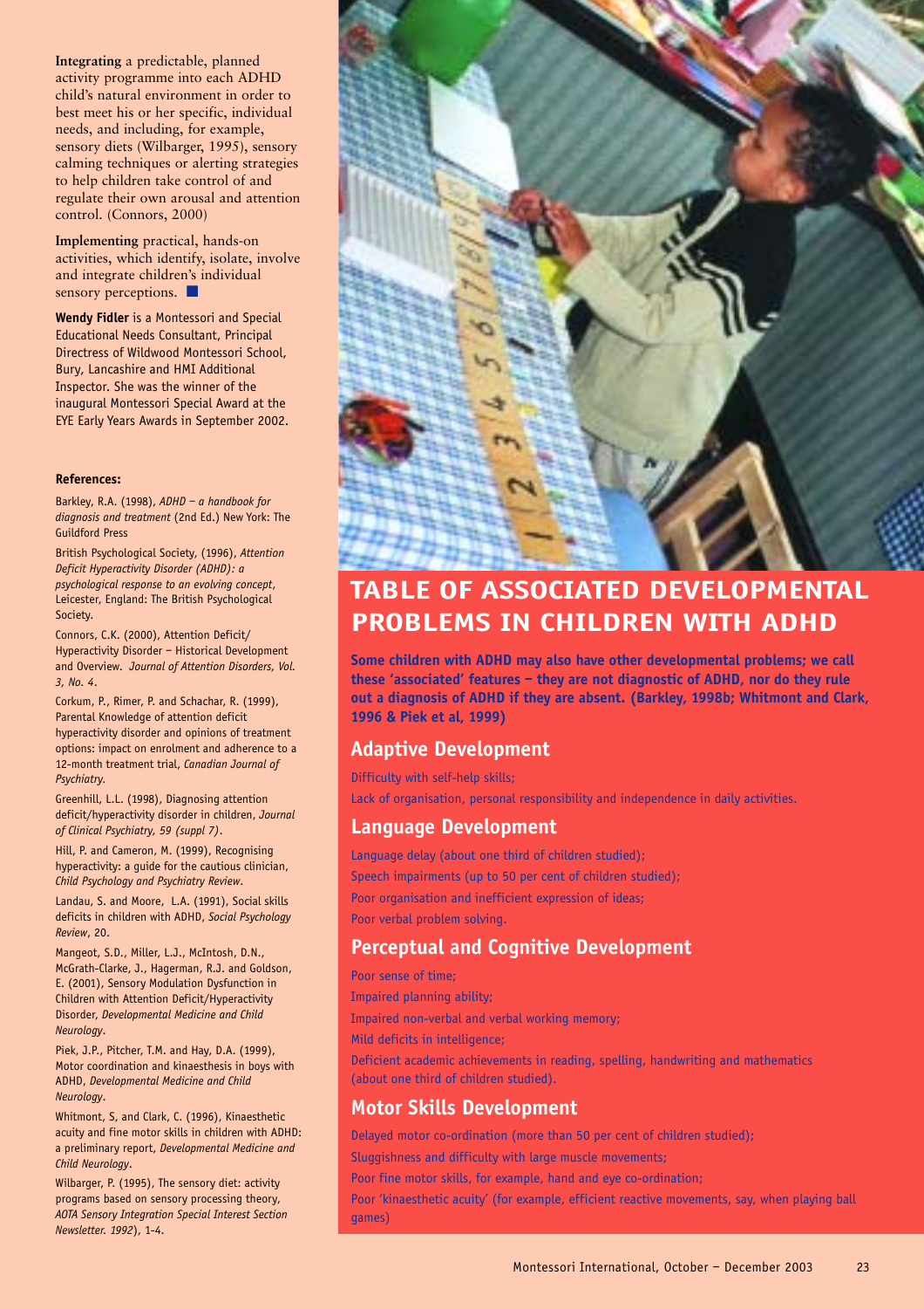**Integrating** a predictable, planned activity programme into each ADHD child's natural environment in order to best meet his or her specific, individual needs, and including, for example, sensory diets (Wilbarger, 1995), sensory calming techniques or alerting strategies to help children take control of and regulate their own arousal and attention control. (Connors, 2000)

**Implementing** practical, hands-on activities, which identify, isolate, involve and integrate children's individual sensory perceptions.

**Wendy Fidler** is a Montessori and Special Educational Needs Consultant, Principal Directress of Wildwood Montessori School, Bury, Lancashire and HMI Additional Inspector. She was the winner of the inaugural Montessori Special Award at the EYE Early Years Awards in September 2002.

#### References:

Barkley, R.A. (1998), *ADHD – a handbook for diagnosis and treatment* (2nd Ed.) New York: The Guildford Press

British Psychological Society, (1996), *Attention Deficit Hyperactivity Disorder (ADHD): a psychological response to an evolving concept*, Leicester, England: The British Psychological Society.

Connors, C.K. (2000), Attention Deficit/ Hyperactivity Disorder – Historical Development and Overview. *Journal of Attention Disorders, Vol. 3, No. 4*.

Corkum, P., Rimer, P. and Schachar, R. (1999), Parental Knowledge of attention deficit hyperactivity disorder and opinions of treatment options: impact on enrolment and adherence to a 12-month treatment trial, *Canadian Journal of Psychiatry*.

Greenhill, L.L. (1998), Diagnosing attention deficit/hyperactivity disorder in children, *Journal of Clinical Psychiatry, 59 (suppl 7)*.

Hill, P. and Cameron, M. (1999), Recognising hyperactivity: a guide for the cautious clinician, *Child Psychology and Psychiatry Review*.

Landau, S. and Moore, L.A. (1991), Social skills deficits in children with ADHD, *Social Psychology Review*, 20.

Mangeot, S.D., Miller, L.J., McIntosh, D.N., McGrath-Clarke, J., Hagerman, R.J. and Goldson, E. (2001), Sensory Modulation Dysfunction in Children with Attention Deficit/Hyperactivity Disorder, *Developmental Medicine and Child Neurology*.

Piek, J.P., Pitcher, T.M. and Hay, D.A. (1999), Motor coordination and kinaesthesia in boys with ADHD, *Developmental Medicine and Child Neurology*.

Whitmont, S, and Clark, C. (1996), Kinaesthetic acuity and fine motor skills in children with ADHD: a preliminary report, *Developmental Medicine and Child Neurology*.

Wilbarger, P. (1995), The sensory diet: activity programs based on sensory processing theory, *AOTA Sensory Integration Special Interest Section Newsletter. 1992*), 1-4.

## TABLE OF ASSOCIATED DEVELOPMENTAL PROBLEMS IN CHILDREN WITH ADHD

**Some children with ADHD may also have other developmental problems; we call these 'associated' features – they are not diagnostic of ADHD, nor do they rule out a diagnosis of ADHD if they are absent. (Barkley, 1998b; Whitmont and Clark, 1996 & Piek et al, 1999)**

### Adaptive Development

Difficulty with self-help skills;
Lack of organisation, personal responsibility and independence in daily activities.

### Language Development

Language delay (about one third of children studied);
Speech impairments (up to 50 per cent of children studied);
Poor organisation and inefficient expression of ideas;
Poor verbal problem solving.

### Perceptual and Cognitive Development

Poor sense of time;
Impaired planning ability;
Impaired non-verbal and verbal working memory;
Mild deficits in intelligence;
Deficient academic achievements in reading, spelling, handwriting and mathematics (about one third of children studied).

### Motor Skills Development

Delayed motor co-ordination (more than 50 per cent of children studied);
Sluggishness and difficulty with large muscle movements;
Poor fine motor skills, for example, hand and eye co-ordination;
Poor 'kinaesthetic acuity' (for example, efficient reactive movements, say, when playing ball games)